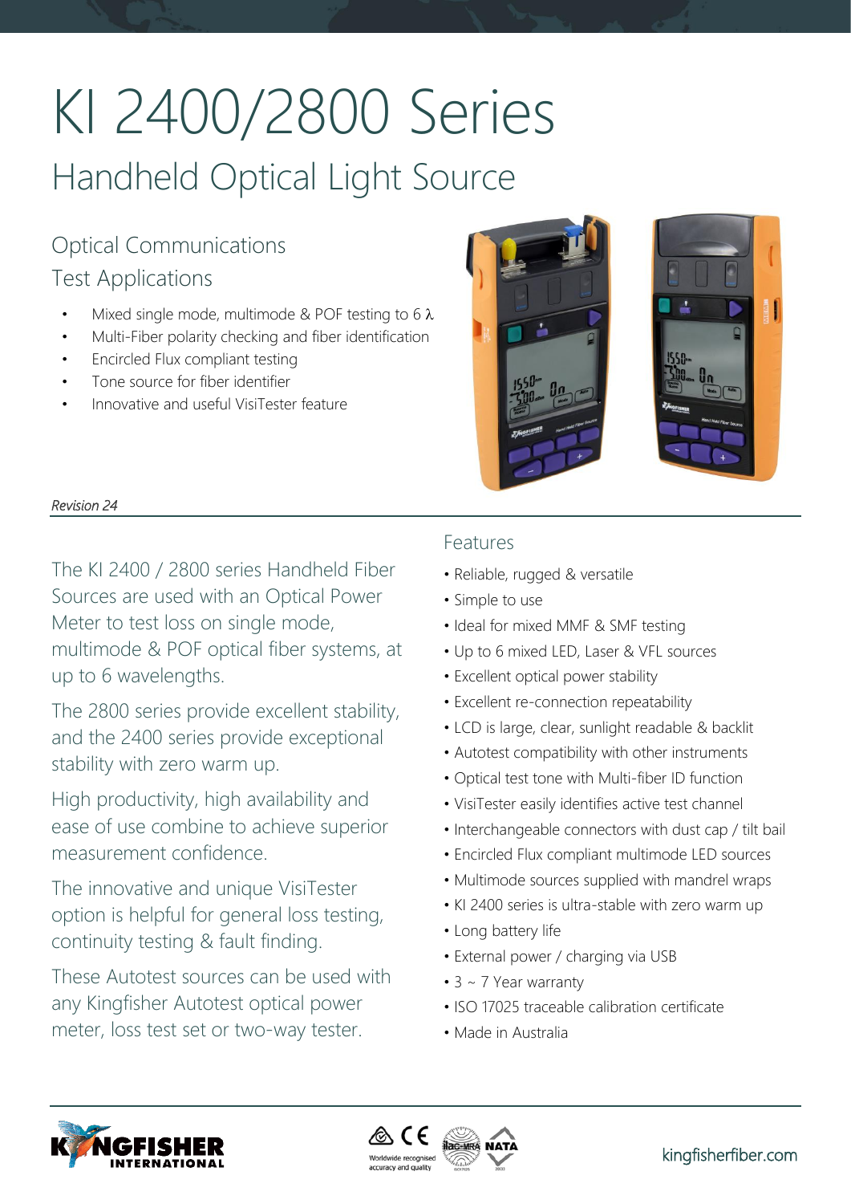# KI 2400/2800 Series

## Handheld Optical Light Source

### Optical Communications Test Applications

- Mixed single mode, multimode & POF testing to 6 λ
- Multi-Fiber polarity checking and fiber identification
- Encircled Flux compliant testing
- Tone source for fiber identifier
- Innovative and useful VisiTester feature

*Revision 24*

The KI 2400 / 2800 series Handheld Fiber Sources are used with an Optical Power Meter to test loss on single mode, multimode & POF optical fiber systems, at up to 6 wavelengths.

The 2800 series provide excellent stability, and the 2400 series provide exceptional stability with zero warm up.

High productivity, high availability and ease of use combine to achieve superior measurement confidence.

The innovative and unique VisiTester option is helpful for general loss testing, continuity testing & fault finding.

These Autotest sources can be used with any Kingfisher Autotest optical power meter, loss test set or two-way tester.

### Features

- Reliable, rugged & versatile
- Simple to use
- Ideal for mixed MMF & SMF testing
- Up to 6 mixed LED, Laser & VFL sources
- Excellent optical power stability
- Excellent re-connection repeatability
- LCD is large, clear, sunlight readable & backlit
- Autotest compatibility with other instruments
- Optical test tone with Multi-fiber ID function
- VisiTester easily identifies active test channel
- Interchangeable connectors with dust cap / tilt bail
- Encircled Flux compliant multimode LED sources
- Multimode sources supplied with mandrel wraps
- KI 2400 series is ultra-stable with zero warm up
- Long battery life
- External power / charging via USB
- 3 ~ 7 Year warranty
- ISO 17025 traceable calibration certificate
- Made in Australia

Worldwide recognised accuracy and quality

kingfisherfiber.com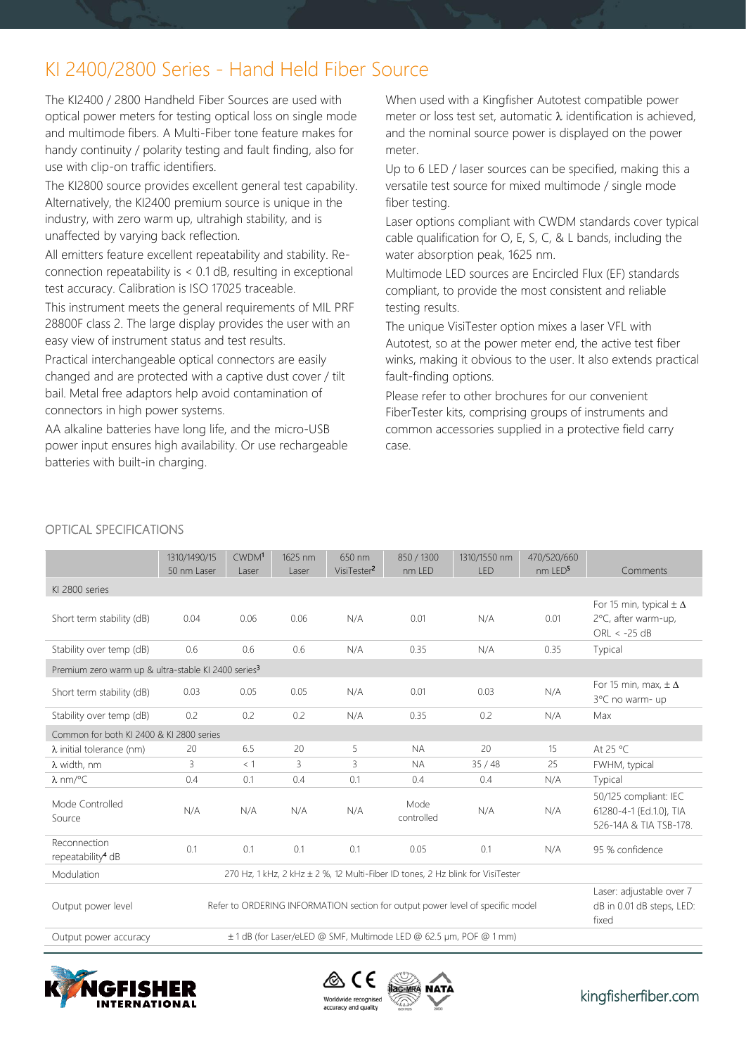# KI 2400/2800 Series - Hand Held Fiber Source

The KI2400 / 2800 Handheld Fiber Sources are used with optical power meters for testing optical loss on single mode and multimode fibers. A Multi-Fiber tone feature makes for handy continuity / polarity testing and fault finding, also for use with clip-on traffic identifiers.

The KI2800 source provides excellent general test capability. Alternatively, the KI2400 premium source is unique in the industry, with zero warm up, ultrahigh stability, and is unaffected by varying back reflection.

All emitters feature excellent repeatability and stability. Re-connection repeatability is < 0.1 dB, resulting in exceptional test accuracy. Calibration is ISO 17025 traceable.

This instrument meets the general requirements of MIL PRF 28800F class 2. The large display provides the user with an easy view of instrument status and test results.

Practical interchangeable optical connectors are easily changed and are protected with a captive dust cover / tilt bail. Metal free adaptors help avoid contamination of connectors in high power systems.

AA alkaline batteries have long life, and the micro-USB power input ensures high availability. Or use rechargeable batteries with built-in charging.

When used with a Kingfisher Autotest compatible power meter or loss test set, automatic λ identification is achieved, and the nominal source power is displayed on the power meter.

Up to 6 LED / laser sources can be specified, making this a versatile test source for mixed multimode / single mode fiber testing.

Laser options compliant with CWDM standards cover typical cable qualification for O, E, S, C, & L bands, including the water absorption peak, 1625 nm.

Multimode LED sources are Encircled Flux (EF) standards compliant, to provide the most consistent and reliable testing results.

The unique VisiTester option mixes a laser VFL with Autotest, so at the power meter end, the active test fiber winks, making it obvious to the user. It also extends practical fault-finding options.

Please refer to other brochures for our convenient FiberTester kits, comprising groups of instruments and common accessories supplied in a protective field carry case.

## OPTICAL SPECIFICATIONS

| | 1310/1490/1550 nm Laser | CWDM[1] Laser | 1625 nm Laser | 650 nm VisiTester[2] | 850 / 1300 nm LED | 1310/1550 nm LED | 470/520/660 nm LED[5] | Comments |
|---|---|---|---|---|---|---|---|---|
| KI 2800 series | | | | | | | | |
| Short term stability (dB) | 0.04 | 0.06 | 0.06 | N/A | 0.01 | N/A | 0.01 | For 15 min, typical ± Δ 2°C, after warm-up, ORL < -25 dB |
| Stability over temp (dB) | 0.6 | 0.6 | 0.6 | N/A | 0.35 | N/A | 0.35 | Typical |
| Premium zero warm up & ultra-stable KI 2400 series[3] | | | | | | | | |
| Short term stability (dB) | 0.03 | 0.05 | 0.05 | N/A | 0.01 | 0.03 | N/A | For 15 min, max, ± Δ 3°C no warm- up |
| Stability over temp (dB) | 0.2 | 0.2 | 0.2 | N/A | 0.35 | 0.2 | N/A | Max |
| Common for both KI 2400 & KI 2800 series | | | | | | | | |
| λ initial tolerance (nm) | 20 | 6.5 | 20 | 5 | NA | 20 | 15 | At 25 °C |
| λ width, nm | 3 | < 1 | 3 | 3 | NA | 35 / 48 | 25 | FWHM, typical |
| λ nm/°C | 0.4 | 0.1 | 0.4 | 0.1 | 0.4 | 0.4 | N/A | Typical |
| Mode Controlled Source | N/A | N/A | N/A | N/A | Mode controlled | N/A | N/A | 50/125 compliant: IEC 61280-4-1 {Ed.1.0}, TIA 526-14A & TIA TSB-178. |
| Reconnection repeatability[4] dB | 0.1 | 0.1 | 0.1 | 0.1 | 0.05 | 0.1 | N/A | 95 % confidence |
| Modulation | 270 Hz, 1 kHz, 2 kHz ± 2 %, 12 Multi-Fiber ID tones, 2 Hz blink for VisiTester | | | | | | | |
| Output power level | Refer to ORDERING INFORMATION section for output power level of specific model | | | | | | | Laser: adjustable over 7 dB in 0.01 dB steps, LED: fixed |
| Output power accuracy | ± 1 dB (for Laser/eLED @ SMF, Multimode LED @ 62.5 µm, POF @ 1 mm) | | | | | | | |

Worldwide recognised accuracy and quality

kingfisherfiber.com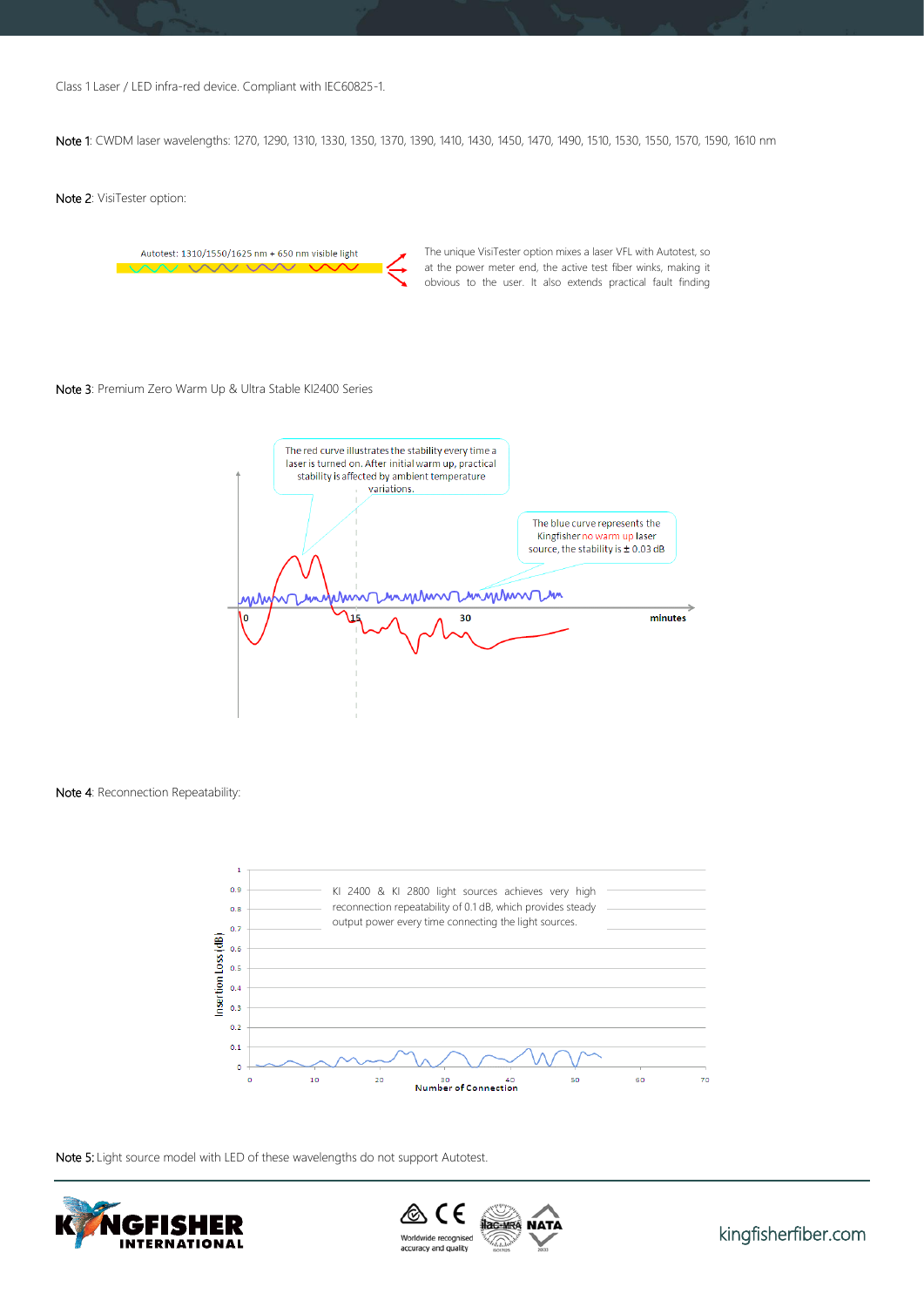Class 1 Laser / LED infra-red device. Compliant with IEC60825-1.

**Note 1**: CWDM laser wavelengths: 1270, 1290, 1310, 1330, 1350, 1370, 1390, 1410, 1430, 1450, 1470, 1490, 1510, 1530, 1550, 1570, 1590, 1610 nm

**Note 2**: VisiTester option:

Autotest: 1310/1550/1625 nm + 650 nm visible light

The unique VisiTester option mixes a laser VFL with Autotest, so at the power meter end, the active test fiber winks, making it obvious to the user. It also extends practical fault finding

**Note 3**: Premium Zero Warm Up & Ultra Stable KI2400 Series

The red curve illustrates the stability every time a laser is turned on. After initial warm up, practical stability is affected by ambient temperature variations.

The blue curve represents the Kingfisher no warm up laser source, the stability is ± 0.03 dB

0 15 30 minutes

**Note 4**: Reconnection Repeatability:

KI 2400 & KI 2800 light sources achieves very high reconnection repeatability of 0.1 dB, which provides steady output power every time connecting the light sources.

Insertion Loss (dB)

Number of Connection

**Note 5:** Light source model with LED of these wavelengths do not support Autotest.

Worldwide recognised accuracy and quality

kingfisherfiber.com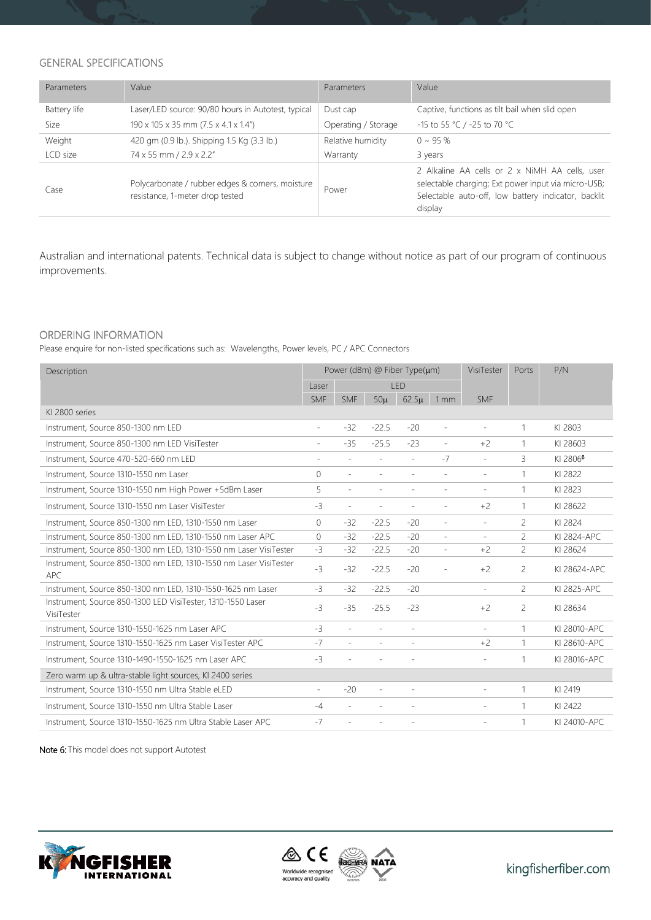## GENERAL SPECIFICATIONS

| Parameters | Value | Parameters | Value |
|---|---|---|---|
| Battery life | Laser/LED source: 90/80 hours in Autotest, typical | Dust cap | Captive, functions as tilt bail when slid open |
| Size | 190 x 105 x 35 mm (7.5 x 4.1 x 1.4") | Operating / Storage | -15 to 55 °C / -25 to 70 °C |
| Weight | 420 gm (0.9 lb.). Shipping 1.5 Kg (3.3 lb.) | Relative humidity | 0 ~ 95 % |
| LCD size | 74 x 55 mm / 2.9 x 2.2" | Warranty | 3 years |
| Case | Polycarbonate / rubber edges & corners, moisture resistance, 1-meter drop tested | Power | 2 Alkaline AA cells or 2 x NiMH AA cells, user selectable charging; Ext power input via micro-USB; Selectable auto-off, low battery indicator, backlit display |

Australian and international patents. Technical data is subject to change without notice as part of our program of continuous improvements.

## ORDERING INFORMATION

Please enquire for non-listed specifications such as: Wavelengths, Power levels, PC / APC Connectors

| Description | Power (dBm) @ Fiber Type(µm) | | | | | VisiTester | Ports | P/N |
|---|---|---|---|---|---|---|---|---|
| | Laser | LED | | | | | | |
| | SMF | SMF | 50µ | 62.5µ | 1 mm | SMF | | |
| KI 2800 series | | | | | | | | |
| Instrument, Source 850-1300 nm LED | - | -32 | -22.5 | -20 | - | - | 1 | KI 2803 |
| Instrument, Source 850-1300 nm LED VisiTester | - | -35 | -25.5 | -23 | - | +2 | 1 | KI 28603 |
| Instrument, Source 470-520-660 nm LED | - | - | - | - | -7 | - | 3 | KI 2806[6] |
| Instrument, Source 1310-1550 nm Laser | 0 | - | - | - | - | - | 1 | KI 2822 |
| Instrument, Source 1310-1550 nm High Power +5dBm Laser | 5 | - | - | - | - | - | 1 | KI 2823 |
| Instrument, Source 1310-1550 nm Laser VisiTester | -3 | - | - | - | - | +2 | 1 | KI 28622 |
| Instrument, Source 850-1300 nm LED, 1310-1550 nm Laser | 0 | -32 | -22.5 | -20 | - | - | 2 | KI 2824 |
| Instrument, Source 850-1300 nm LED, 1310-1550 nm Laser APC | 0 | -32 | -22.5 | -20 | - | - | 2 | KI 2824-APC |
| Instrument, Source 850-1300 nm LED, 1310-1550 nm Laser VisiTester | -3 | -32 | -22.5 | -20 | - | +2 | 2 | KI 28624 |
| Instrument, Source 850-1300 nm LED, 1310-1550 nm Laser VisiTester APC | -3 | -32 | -22.5 | -20 | - | +2 | 2 | KI 28624-APC |
| Instrument, Source 850-1300 nm LED, 1310-1550-1625 nm Laser | -3 | -32 | -22.5 | -20 | | - | 2 | KI 2825-APC |
| Instrument, Source 850-1300 LED VisiTester, 1310-1550 Laser VisiTester | -3 | -35 | -25.5 | -23 | | +2 | 2 | KI 28634 |
| Instrument, Source 1310-1550-1625 nm Laser APC | -3 | - | - | - | | - | 1 | KI 28010-APC |
| Instrument, Source 1310-1550-1625 nm Laser VisiTester APC | -7 | - | - | - | | +2 | 1 | KI 28610-APC |
| Instrument, Source 1310-1490-1550-1625 nm Laser APC | -3 | - | - | - | | - | 1 | KI 28016-APC |
| Zero warm up & ultra-stable light sources, KI 2400 series | | | | | | | | |
| Instrument, Source 1310-1550 nm Ultra Stable eLED | - | -20 | - | - | | - | 1 | KI 2419 |
| Instrument, Source 1310-1550 nm Ultra Stable Laser | -4 | - | - | - | | - | 1 | KI 2422 |
| Instrument, Source 1310-1550-1625 nm Ultra Stable Laser APC | -7 | - | - | - | | - | 1 | KI 24010-APC |

**Note 6:** This model does not support Autotest

kingfisherfiber.com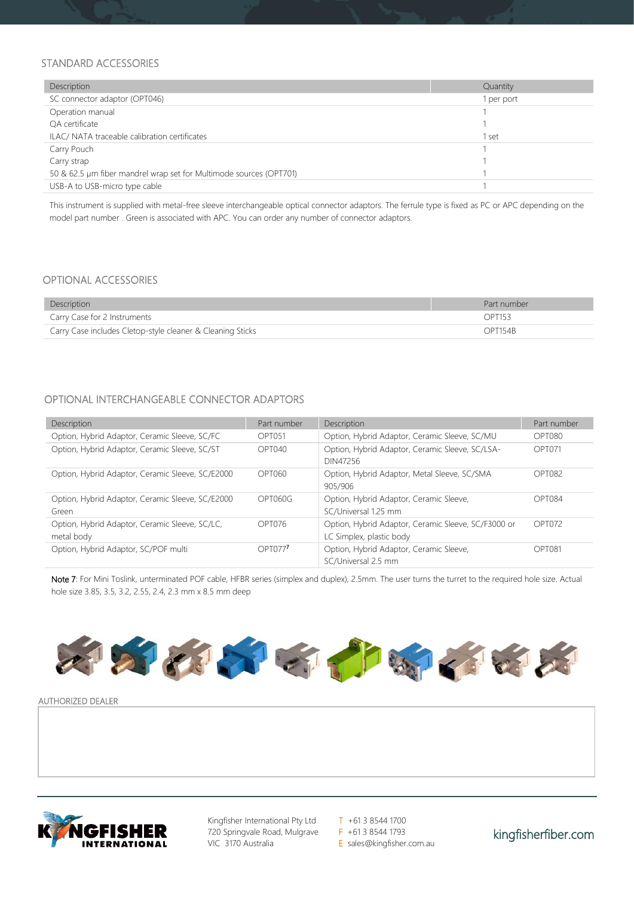## STANDARD ACCESSORIES

| Description | Quantity |
|---|---|
| SC connector adaptor (OPT046) | 1 per port |
| Operation manual | 1 |
| QA certificate | 1 |
| ILAC/ NATA traceable calibration certificates | 1 set |
| Carry Pouch | 1 |
| Carry strap | 1 |
| 50 & 62.5 µm fiber mandrel wrap set for Multimode sources (OPT701) | 1 |
| USB-A to USB-micro type cable | 1 |

This instrument is supplied with metal-free sleeve interchangeable optical connector adaptors. The ferrule type is fixed as PC or APC depending on the model part number . Green is associated with APC. You can order any number of connector adaptors.

## OPTIONAL ACCESSORIES

| Description | Part number |
|---|---|
| Carry Case for 2 Instruments | OPT153 |
| Carry Case includes Cletop-style cleaner & Cleaning Sticks | OPT154B |

## OPTIONAL INTERCHANGEABLE CONNECTOR ADAPTORS

| Description | Part number | Description | Part number |
|---|---|---|---|
| Option, Hybrid Adaptor, Ceramic Sleeve, SC/FC | OPT051 | Option, Hybrid Adaptor, Ceramic Sleeve, SC/MU | OPT080 |
| Option, Hybrid Adaptor, Ceramic Sleeve, SC/ST | OPT040 | Option, Hybrid Adaptor, Ceramic Sleeve, SC/LSA-DIN47256 | OPT071 |
| Option, Hybrid Adaptor, Ceramic Sleeve, SC/E2000 | OPT060 | Option, Hybrid Adaptor, Metal Sleeve, SC/SMA 905/906 | OPT082 |
| Option, Hybrid Adaptor, Ceramic Sleeve, SC/E2000 Green | OPT060G | Option, Hybrid Adaptor, Ceramic Sleeve, SC/Universal 1.25 mm | OPT084 |
| Option, Hybrid Adaptor, Ceramic Sleeve, SC/LC, metal body | OPT076 | Option, Hybrid Adaptor, Ceramic Sleeve, SC/F3000 or LC Simplex, plastic body | OPT072 |
| Option, Hybrid Adaptor, SC/POF multi | OPT077[7] | Option, Hybrid Adaptor, Ceramic Sleeve, SC/Universal 2.5 mm | OPT081 |

Note 7: For Mini Toslink, unterminated POF cable, HFBR series (simplex and duplex), 2.5mm. The user turns the turret to the required hole size. Actual hole size 3.85, 3.5, 3.2, 2.55, 2.4, 2.3 mm x 8.5 mm deep

AUTHORIZED DEALER

Kingfisher International Pty Ltd
720 Springvale Road, Mulgrave
VIC 3170 Australia

T +61 3 8544 1700
F +61 3 8544 1793
E sales@kingfisher.com.au

kingfisherfiber.com